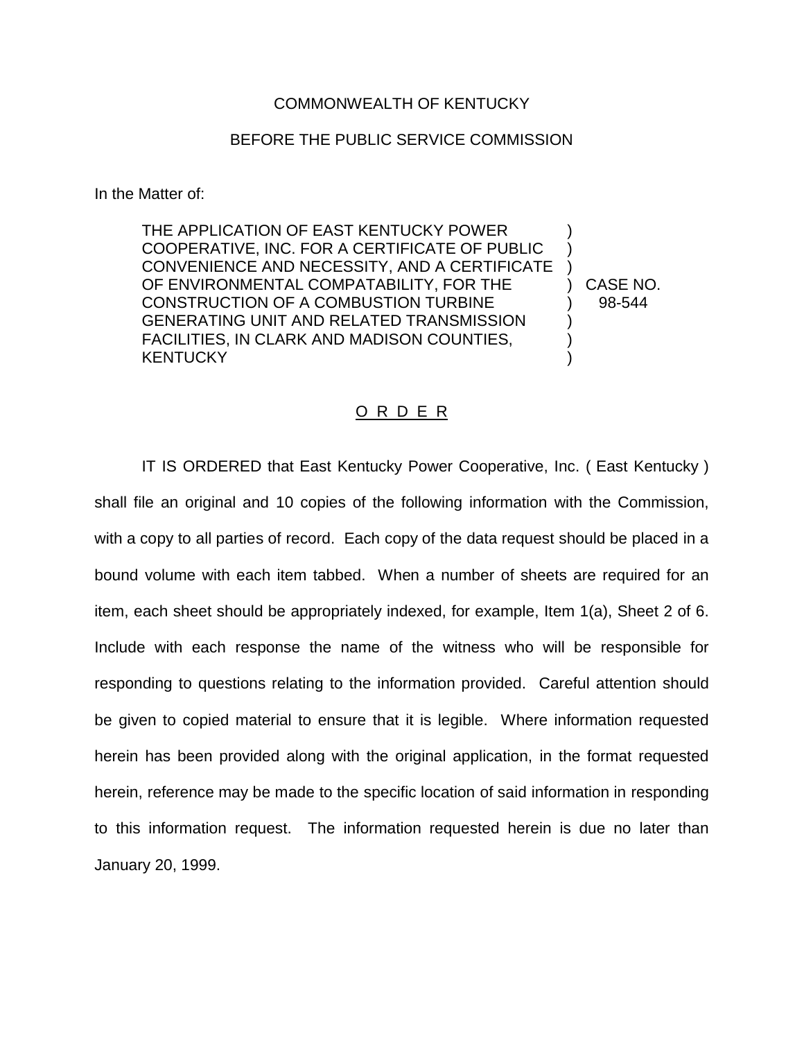COMMONWEALTH OF KENTUCKY

BEFORE THE PUBLIC SERVICE COMMISSION

In the Matter of:

| | | |
|---|---|---|
| THE APPLICATION OF EAST KENTUCKY POWER COOPERATIVE, INC. FOR A CERTIFICATE OF PUBLIC CONVENIENCE AND NECESSITY, AND A CERTIFICATE OF ENVIRONMENTAL COMPATABILITY, FOR THE CONSTRUCTION OF A COMBUSTION TURBINE GENERATING UNIT AND RELATED TRANSMISSION FACILITIES, IN CLARK AND MADISON COUNTIES, KENTUCKY | ) | CASE NO. 98-544 |

## O R D E R

IT IS ORDERED that East Kentucky Power Cooperative, Inc. ( East Kentucky ) shall file an original and 10 copies of the following information with the Commission, with a copy to all parties of record. Each copy of the data request should be placed in a bound volume with each item tabbed. When a number of sheets are required for an item, each sheet should be appropriately indexed, for example, Item 1(a), Sheet 2 of 6. Include with each response the name of the witness who will be responsible for responding to questions relating to the information provided. Careful attention should be given to copied material to ensure that it is legible. Where information requested herein has been provided along with the original application, in the format requested herein, reference may be made to the specific location of said information in responding to this information request. The information requested herein is due no later than January 20, 1999.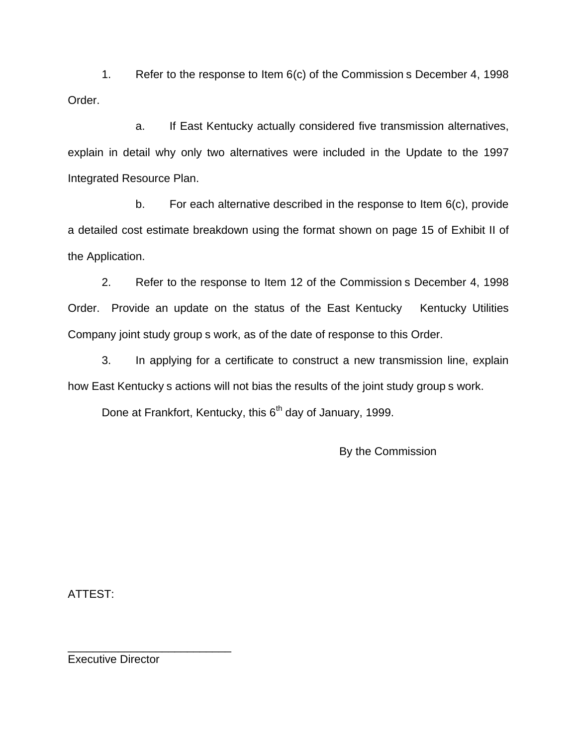1. Refer to the response to Item 6(c) of the Commission s December 4, 1998 Order.

   a. If East Kentucky actually considered five transmission alternatives, explain in detail why only two alternatives were included in the Update to the 1997 Integrated Resource Plan.

   b. For each alternative described in the response to Item 6(c), provide a detailed cost estimate breakdown using the format shown on page 15 of Exhibit II of the Application.

2. Refer to the response to Item 12 of the Commission s December 4, 1998 Order. Provide an update on the status of the East Kentucky Kentucky Utilities Company joint study group s work, as of the date of response to this Order.

3. In applying for a certificate to construct a new transmission line, explain how East Kentucky s actions will not bias the results of the joint study group s work.

Done at Frankfort, Kentucky, this 6th day of January, 1999.

By the Commission

ATTEST:

\_\_\_\_\_\_\_\_\_\_\_\_\_\_\_\_\_\_\_\_\_\_\_\_\_\_
Executive Director